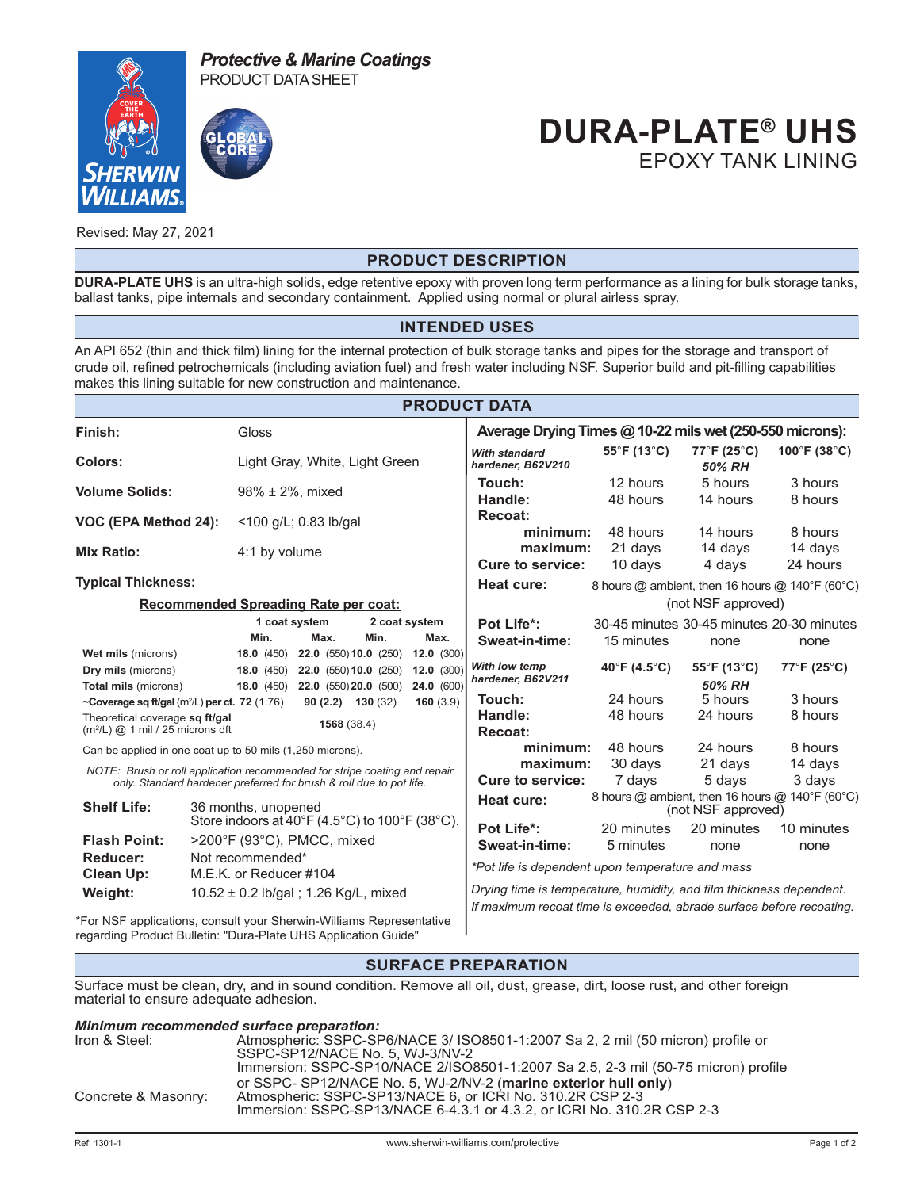Protective & Marine Coatings
PRODUCT DATA SHEET

# DURA-PLATE® UHS
## EPOXY TANK LINING

Revised: May 27, 2021

## PRODUCT DESCRIPTION

**DURA-PLATE UHS** is an ultra-high solids, edge retentive epoxy with proven long term performance as a lining for bulk storage tanks, ballast tanks, pipe internals and secondary containment. Applied using normal or plural airless spray.

## INTENDED USES

An API 652 (thin and thick film) lining for the internal protection of bulk storage tanks and pipes for the storage and transport of crude oil, refined petrochemicals (including aviation fuel) and fresh water including NSF. Superior build and pit-filling capabilities makes this lining suitable for new construction and maintenance.

## PRODUCT DATA

| | |
|---|---|
| **Finish:** | Gloss |
| **Colors:** | Light Gray, White, Light Green |
| **Volume Solids:** | 98% ± 2%, mixed |
| **VOC (EPA Method 24):** | <100 g/L; 0.83 lb/gal |
| **Mix Ratio:** | 4:1 by volume |

**Typical Thickness:**

**Recommended Spreading Rate per coat:**

| | 1 coat system Min. | 1 coat system Max. | 2 coat system Min. | 2 coat system Max. |
|---|---|---|---|---|
| **Wet mils** (microns) | **18.0** (450) | **22.0** (550) | **10.0** (250) | **12.0** (300) |
| **Dry mils** (microns) | **18.0** (450) | **22.0** (550) | **10.0** (250) | **12.0** (300) |
| **Total mils** (microns) | **18.0** (450) | **22.0** (550) | **20.0** (500) | **24.0** (600) |
| **~Coverage sq ft/gal** ($m^2$/L) **per ct.** | **72** (1.76) | **90 (2.2)** | **130** (32) | **160** (3.9) |
| Theoretical coverage **sq ft/gal** ($m^2$/L) @ 1 mil / 25 microns dft | **1568** (38.4) | | | |

Can be applied in one coat up to 50 mils (1,250 microns).

*NOTE: Brush or roll application recommended for stripe coating and repair only. Standard hardener preferred for brush & roll due to pot life.*

| | |
|---|---|
| **Shelf Life:** | 36 months, unopened<br>Store indoors at 40°F (4.5°C) to 100°F (38°C). |
| **Flash Point:** | >200°F (93°C), PMCC, mixed |
| **Reducer:** | Not recommended* |
| **Clean Up:** | M.E.K. or Reducer #104 |
| **Weight:** | 10.52 ± 0.2 lb/gal ; 1.26 Kg/L, mixed |

*For NSF applications, consult your Sherwin-Williams Representative regarding Product Bulletin: "Dura-Plate UHS Application Guide"

**Average Drying Times @ 10-22 mils wet (250-550 microns):**

| *With standard hardener, B62V210* | 55°F (13°C) | 77°F (25°C) *50% RH* | 100°F (38°C) |
|---|---|---|---|
| **Touch:** | 12 hours | 5 hours | 3 hours |
| **Handle:** | 48 hours | 14 hours | 8 hours |
| **Recoat:** | | | |
| **minimum:** | 48 hours | 14 hours | 8 hours |
| **maximum:** | 21 days | 14 days | 14 days |
| **Cure to service:** | 10 days | 4 days | 24 hours |
| **Heat cure:** | 8 hours @ ambient, then 16 hours @ 140°F (60°C) (not NSF approved) | | |
| **Pot Life*:** | 30-45 minutes | 30-45 minutes | 20-30 minutes |
| **Sweat-in-time:** | 15 minutes | none | none |

| *With low temp hardener, B62V211* | 40°F (4.5°C) | 55°F (13°C) *50% RH* | 77°F (25°C) |
|---|---|---|---|
| **Touch:** | 24 hours | 5 hours | 3 hours |
| **Handle:** | 48 hours | 24 hours | 8 hours |
| **Recoat:** | | | |
| **minimum:** | 48 hours | 24 hours | 8 hours |
| **maximum:** | 30 days | 21 days | 14 days |
| **Cure to service:** | 7 days | 5 days | 3 days |
| **Heat cure:** | 8 hours @ ambient, then 16 hours @ 140°F (60°C) (not NSF approved) | | |
| **Pot Life*:** | 20 minutes | 20 minutes | 10 minutes |
| **Sweat-in-time:** | 5 minutes | none | none |

*\*Pot life is dependent upon temperature and mass*

*Drying time is temperature, humidity, and film thickness dependent. If maximum recoat time is exceeded, abrade surface before recoating.*

## SURFACE PREPARATION

Surface must be clean, dry, and in sound condition. Remove all oil, dust, grease, dirt, loose rust, and other foreign material to ensure adequate adhesion.

***Minimum recommended surface preparation:***

| | |
|---|---|
| Iron & Steel: | Atmospheric: SSPC-SP6/NACE 3/ ISO8501-1:2007 Sa 2, 2 mil (50 micron) profile or SSPC-SP12/NACE No. 5, WJ-3/NV-2<br>Immersion: SSPC-SP10/NACE 2/ISO8501-1:2007 Sa 2.5, 2-3 mil (50-75 micron) profile or SSPC- SP12/NACE No. 5, WJ-2/NV-2 (**marine exterior hull only**) |
| Concrete & Masonry: | Atmospheric: SSPC-SP13/NACE 6, or ICRI No. 310.2R CSP 2-3<br>Immersion: SSPC-SP13/NACE 6-4.3.1 or 4.3.2, or ICRI No. 310.2R CSP 2-3 |

Ref: 1301-1 www.sherwin-williams.com/protective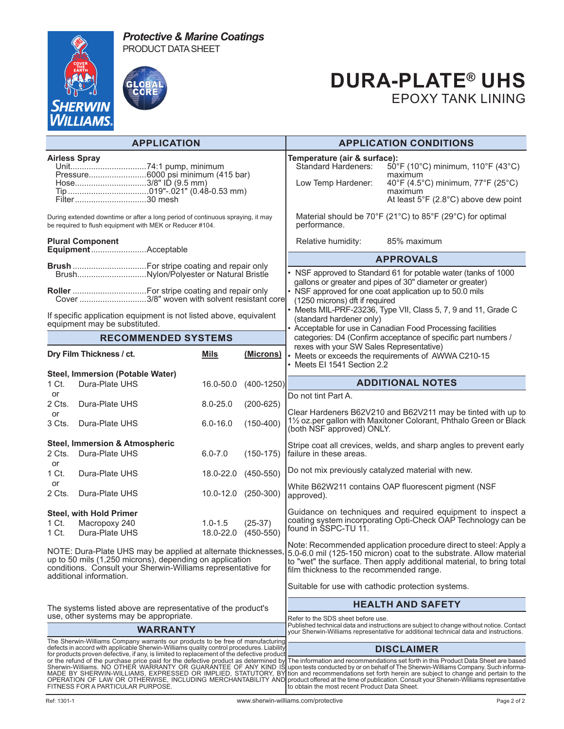*Protective & Marine Coatings*

PRODUCT DATA SHEET

# DURA-PLATE® UHS

## EPOXY TANK LINING

## APPLICATION

**Airless Spray**
Unit.................................74:1 pump, minimum
Pressure.........................6000 psi minimum (415 bar)
Hose...............................3/8" ID (9.5 mm)
Tip...................................019"-.021" (0.48-0.53 mm)
Filter...............................30 mesh

During extended downtime or after a long period of continuous spraying, it may be required to flush equipment with MEK or Reducer #104.

**Plural Component Equipment**........................Acceptable

**Brush**................................For stripe coating and repair only
Brush..............................Nylon/Polyester or Natural Bristle

**Roller**................................For stripe coating and repair only
Cover.............................3/8" woven with solvent resistant core

If specific application equipment is not listed above, equivalent equipment may be substituted.

## RECOMMENDED SYSTEMS

| Dry Film Thickness / ct. | | Mils | (Microns) |
|---|---|---|---|
| **Steel, Immersion (Potable Water)** | | | |
| 1 Ct. | Dura-Plate UHS | 16.0-50.0 | (400-1250) |
| or | | | |
| 2 Cts. | Dura-Plate UHS | 8.0-25.0 | (200-625) |
| or | | | |
| 3 Cts. | Dura-Plate UHS | 6.0-16.0 | (150-400) |
| **Steel, Immersion & Atmospheric** | | | |
| 2 Cts. | Dura-Plate UHS | 6.0-7.0 | (150-175) |
| or | | | |
| 1 Ct. | Dura-Plate UHS | 18.0-22.0 | (450-550) |
| or | | | |
| 2 Cts. | Dura-Plate UHS | 10.0-12.0 | (250-300) |
| **Steel, with Hold Primer** | | | |
| 1 Ct. | Macropoxy 240 | 1.0-1.5 | (25-37) |
| 1 Ct. | Dura-Plate UHS | 18.0-22.0 | (450-550) |

NOTE: Dura-Plate UHS may be applied at alternate thicknesses, up to 50 mils (1,250 microns), depending on application conditions. Consult your Sherwin-Williams representative for additional information.

The systems listed above are representative of the product's use, other systems may be appropriate.

## WARRANTY

The Sherwin-Williams Company warrants our products to be free of manufacturing defects in accord with applicable Sherwin-Williams quality control procedures. Liability for products proven defective, if any, is limited to replacement of the defective product or the refund of the purchase price paid for the defective product as determined by Sherwin-Williams. NO OTHER WARRANTY OR GUARANTEE OF ANY KIND IS MADE BY SHERWIN-WILLIAMS, EXPRESSED OR IMPLIED, STATUTORY, BY OPERATION OF LAW OR OTHERWISE, INCLUDING MERCHANTABILITY AND FITNESS FOR A PARTICULAR PURPOSE.

## APPLICATION CONDITIONS

**Temperature (air & surface):**

| | |
|---|---|
| Standard Hardeners: | 50°F (10°C) minimum, 110°F (43°C) maximum |
| Low Temp Hardener: | 40°F (4.5°C) minimum, 77°F (25°C) maximum<br>At least 5°F (2.8°C) above dew point |

Material should be 70°F (21°C) to 85°F (29°C) for optimal performance.

Relative humidity: 85% maximum

## APPROVALS

- NSF approved to Standard 61 for potable water (tanks of 1000 gallons or greater and pipes of 30" diameter or greater)
- NSF approved for one coat application up to 50.0 mils (1250 microns) dft if required
- Meets MIL-PRF-23236, Type VII, Class 5, 7, 9 and 11, Grade C (standard hardener only)
- Acceptable for use in Canadian Food Processing facilities categories: D4 (Confirm acceptance of specific part numbers / rexes with your SW Sales Representative)
- Meets or exceeds the requirements of AWWA C210-15
- Meets EI 1541 Section 2.2

## ADDITIONAL NOTES

Do not tint Part A.

Clear Hardeners B62V210 and B62V211 may be tinted with up to 1½ oz.per gallon with Maxitoner Colorant, Phthalo Green or Black (both NSF approved) ONLY.

Stripe coat all crevices, welds, and sharp angles to prevent early failure in these areas.

Do not mix previously catalyzed material with new.

White B62W211 contains OAP fluorescent pigment (NSF approved).

Guidance on techniques and required equipment to inspect a coating system incorporating Opti-Check OAP Technology can be found in SSPC-TU 11.

Note: Recommended application procedure direct to steel: Apply a 5.0-6.0 mil (125-150 micron) coat to the substrate. Allow material to "wet" the surface. Then apply additional material, to bring total film thickness to the recommended range.

Suitable for use with cathodic protection systems.

## HEALTH AND SAFETY

Refer to the SDS sheet before use.

Published technical data and instructions are subject to change without notice. Contact your Sherwin-Williams representative for additional technical data and instructions.

## DISCLAIMER

The information and recommendations set forth in this Product Data Sheet are based upon tests conducted by or on behalf of The Sherwin-Williams Company. Such information and recommendations set forth herein are subject to change and pertain to the product offered at the time of publication. Consult your Sherwin-Williams representative to obtain the most recent Product Data Sheet.

Ref: 1301-1

www.sherwin-williams.com/protective